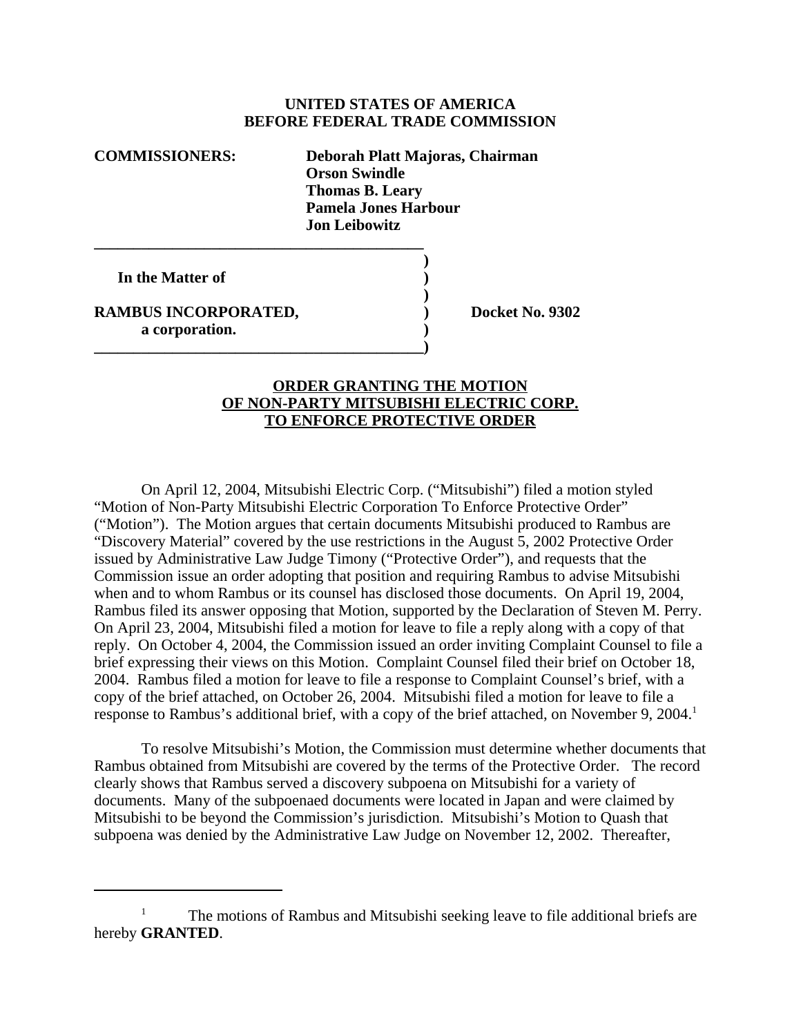**UNITED STATES OF AMERICA**
**BEFORE FEDERAL TRADE COMMISSION**

**COMMISSIONERS:** **Deborah Platt Majoras, Chairman**
**Orson Swindle**
**Thomas B. Leary**
**Pamela Jones Harbour**
**Jon Leibowitz**

| | | |
|---|---|---|
| **In the Matter of** | ) | |
| | ) | |
| **RAMBUS INCORPORATED,** | ) | **Docket No. 9302** |
| **a corporation.** | ) | |

**ORDER GRANTING THE MOTION OF NON-PARTY MITSUBISHI ELECTRIC CORP. TO ENFORCE PROTECTIVE ORDER**

On April 12, 2004, Mitsubishi Electric Corp. ("Mitsubishi") filed a motion styled "Motion of Non-Party Mitsubishi Electric Corporation To Enforce Protective Order" ("Motion"). The Motion argues that certain documents Mitsubishi produced to Rambus are "Discovery Material" covered by the use restrictions in the August 5, 2002 Protective Order issued by Administrative Law Judge Timony ("Protective Order"), and requests that the Commission issue an order adopting that position and requiring Rambus to advise Mitsubishi when and to whom Rambus or its counsel has disclosed those documents. On April 19, 2004, Rambus filed its answer opposing that Motion, supported by the Declaration of Steven M. Perry. On April 23, 2004, Mitsubishi filed a motion for leave to file a reply along with a copy of that reply. On October 4, 2004, the Commission issued an order inviting Complaint Counsel to file a brief expressing their views on this Motion. Complaint Counsel filed their brief on October 18, 2004. Rambus filed a motion for leave to file a response to Complaint Counsel's brief, with a copy of the brief attached, on October 26, 2004. Mitsubishi filed a motion for leave to file a response to Rambus's additional brief, with a copy of the brief attached, on November 9, 2004.[1]

To resolve Mitsubishi's Motion, the Commission must determine whether documents that Rambus obtained from Mitsubishi are covered by the terms of the Protective Order. The record clearly shows that Rambus served a discovery subpoena on Mitsubishi for a variety of documents. Many of the subpoenaed documents were located in Japan and were claimed by Mitsubishi to be beyond the Commission's jurisdiction. Mitsubishi's Motion to Quash that subpoena was denied by the Administrative Law Judge on November 12, 2002. Thereafter,

[1] The motions of Rambus and Mitsubishi seeking leave to file additional briefs are hereby **GRANTED**.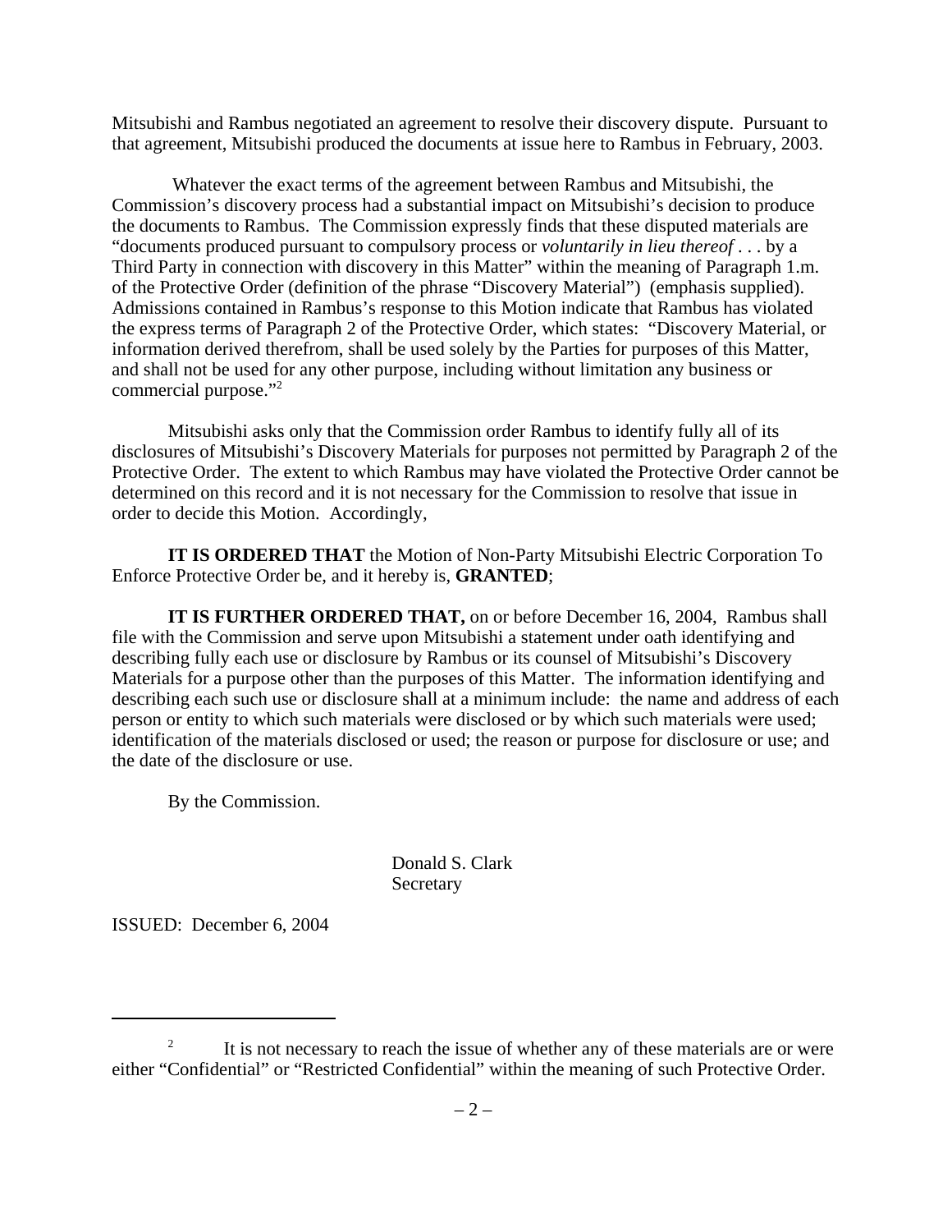Mitsubishi and Rambus negotiated an agreement to resolve their discovery dispute. Pursuant to that agreement, Mitsubishi produced the documents at issue here to Rambus in February, 2003.

Whatever the exact terms of the agreement between Rambus and Mitsubishi, the Commission's discovery process had a substantial impact on Mitsubishi's decision to produce the documents to Rambus. The Commission expressly finds that these disputed materials are "documents produced pursuant to compulsory process or *voluntarily in lieu thereof* . . . by a Third Party in connection with discovery in this Matter" within the meaning of Paragraph 1.m. of the Protective Order (definition of the phrase "Discovery Material") (emphasis supplied). Admissions contained in Rambus's response to this Motion indicate that Rambus has violated the express terms of Paragraph 2 of the Protective Order, which states: "Discovery Material, or information derived therefrom, shall be used solely by the Parties for purposes of this Matter, and shall not be used for any other purpose, including without limitation any business or commercial purpose."[2]

Mitsubishi asks only that the Commission order Rambus to identify fully all of its disclosures of Mitsubishi's Discovery Materials for purposes not permitted by Paragraph 2 of the Protective Order. The extent to which Rambus may have violated the Protective Order cannot be determined on this record and it is not necessary for the Commission to resolve that issue in order to decide this Motion. Accordingly,

**IT IS ORDERED THAT** the Motion of Non-Party Mitsubishi Electric Corporation To Enforce Protective Order be, and it hereby is, **GRANTED**;

**IT IS FURTHER ORDERED THAT,** on or before December 16, 2004, Rambus shall file with the Commission and serve upon Mitsubishi a statement under oath identifying and describing fully each use or disclosure by Rambus or its counsel of Mitsubishi's Discovery Materials for a purpose other than the purposes of this Matter. The information identifying and describing each such use or disclosure shall at a minimum include: the name and address of each person or entity to which such materials were disclosed or by which such materials were used; identification of the materials disclosed or used; the reason or purpose for disclosure or use; and the date of the disclosure or use.

By the Commission.

Donald S. Clark
Secretary

ISSUED: December 6, 2004

---

[2] It is not necessary to reach the issue of whether any of these materials are or were either "Confidential" or "Restricted Confidential" within the meaning of such Protective Order.